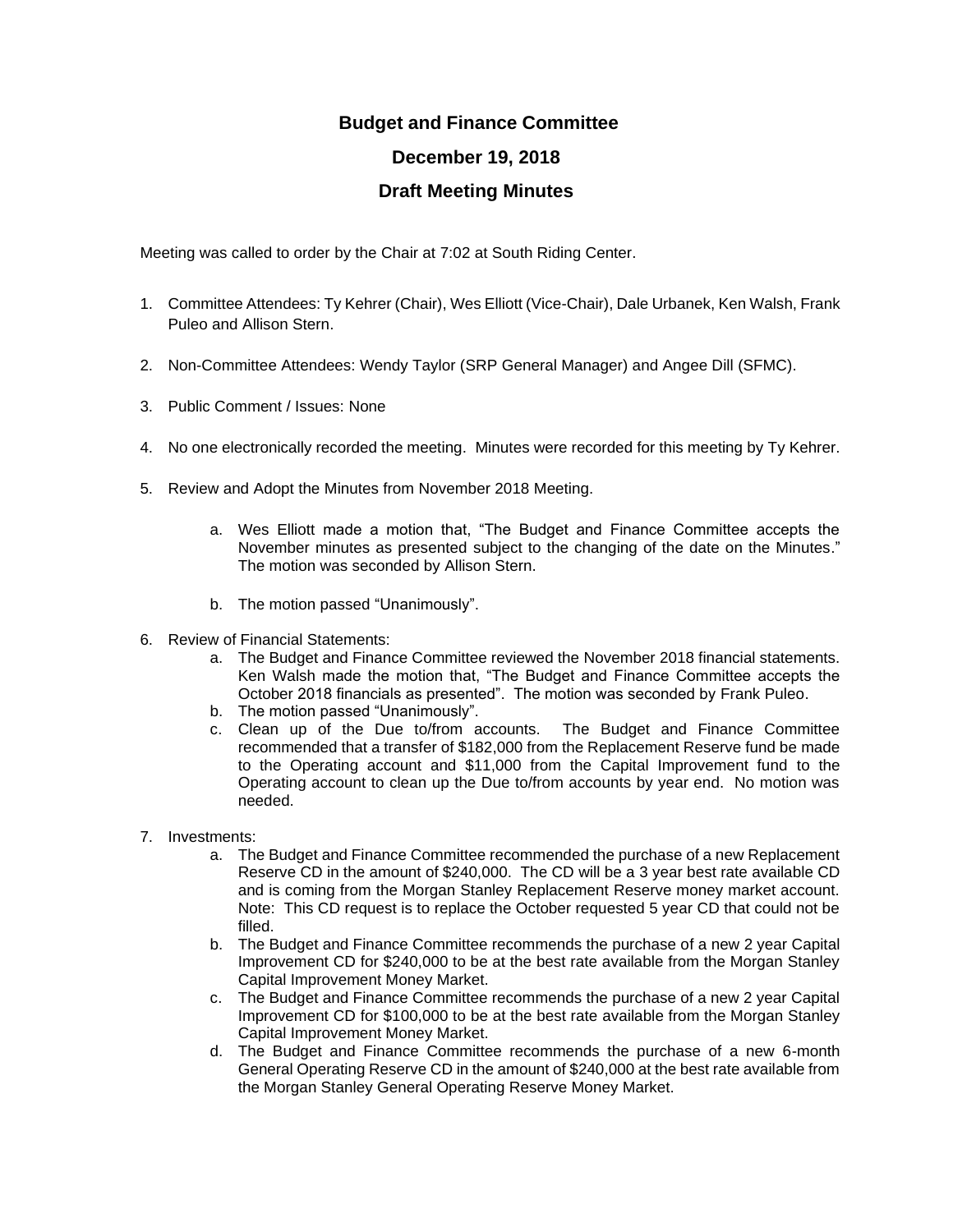# Budget and Finance Committee

## December 19, 2018

## Draft Meeting Minutes

Meeting was called to order by the Chair at 7:02 at South Riding Center.

1. Committee Attendees: Ty Kehrer (Chair), Wes Elliott (Vice-Chair), Dale Urbanek, Ken Walsh, Frank Puleo and Allison Stern.

2. Non-Committee Attendees: Wendy Taylor (SRP General Manager) and Angee Dill (SFMC).

3. Public Comment / Issues: None

4. No one electronically recorded the meeting. Minutes were recorded for this meeting by Ty Kehrer.

5. Review and Adopt the Minutes from November 2018 Meeting.

   a. Wes Elliott made a motion that, "The Budget and Finance Committee accepts the November minutes as presented subject to the changing of the date on the Minutes." The motion was seconded by Allison Stern.

   b. The motion passed "Unanimously".

6. Review of Financial Statements:
   a. The Budget and Finance Committee reviewed the November 2018 financial statements. Ken Walsh made the motion that, "The Budget and Finance Committee accepts the October 2018 financials as presented". The motion was seconded by Frank Puleo.
   b. The motion passed "Unanimously".
   c. Clean up of the Due to/from accounts. The Budget and Finance Committee recommended that a transfer of $182,000 from the Replacement Reserve fund be made to the Operating account and $11,000 from the Capital Improvement fund to the Operating account to clean up the Due to/from accounts by year end. No motion was needed.

7. Investments:
   a. The Budget and Finance Committee recommended the purchase of a new Replacement Reserve CD in the amount of $240,000. The CD will be a 3 year best rate available CD and is coming from the Morgan Stanley Replacement Reserve money market account. Note: This CD request is to replace the October requested 5 year CD that could not be filled.
   b. The Budget and Finance Committee recommends the purchase of a new 2 year Capital Improvement CD for $240,000 to be at the best rate available from the Morgan Stanley Capital Improvement Money Market.
   c. The Budget and Finance Committee recommends the purchase of a new 2 year Capital Improvement CD for $100,000 to be at the best rate available from the Morgan Stanley Capital Improvement Money Market.
   d. The Budget and Finance Committee recommends the purchase of a new 6-month General Operating Reserve CD in the amount of $240,000 at the best rate available from the Morgan Stanley General Operating Reserve Money Market.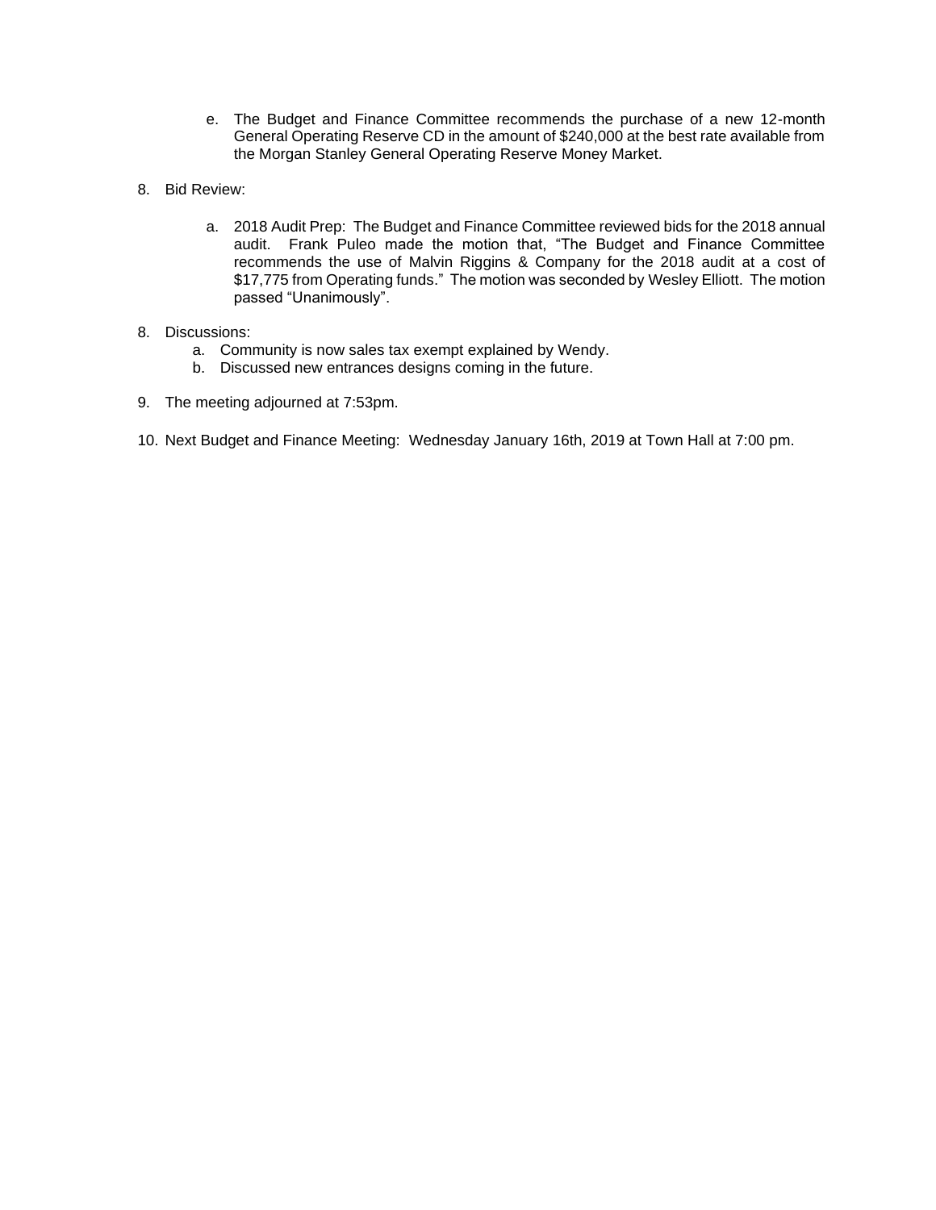e. The Budget and Finance Committee recommends the purchase of a new 12-month General Operating Reserve CD in the amount of $240,000 at the best rate available from the Morgan Stanley General Operating Reserve Money Market.

8. Bid Review:

   a. 2018 Audit Prep: The Budget and Finance Committee reviewed bids for the 2018 annual audit. Frank Puleo made the motion that, "The Budget and Finance Committee recommends the use of Malvin Riggins & Company for the 2018 audit at a cost of $17,775 from Operating funds." The motion was seconded by Wesley Elliott. The motion passed "Unanimously".

8. Discussions:
   a. Community is now sales tax exempt explained by Wendy.
   b. Discussed new entrances designs coming in the future.

9. The meeting adjourned at 7:53pm.

10. Next Budget and Finance Meeting: Wednesday January 16th, 2019 at Town Hall at 7:00 pm.